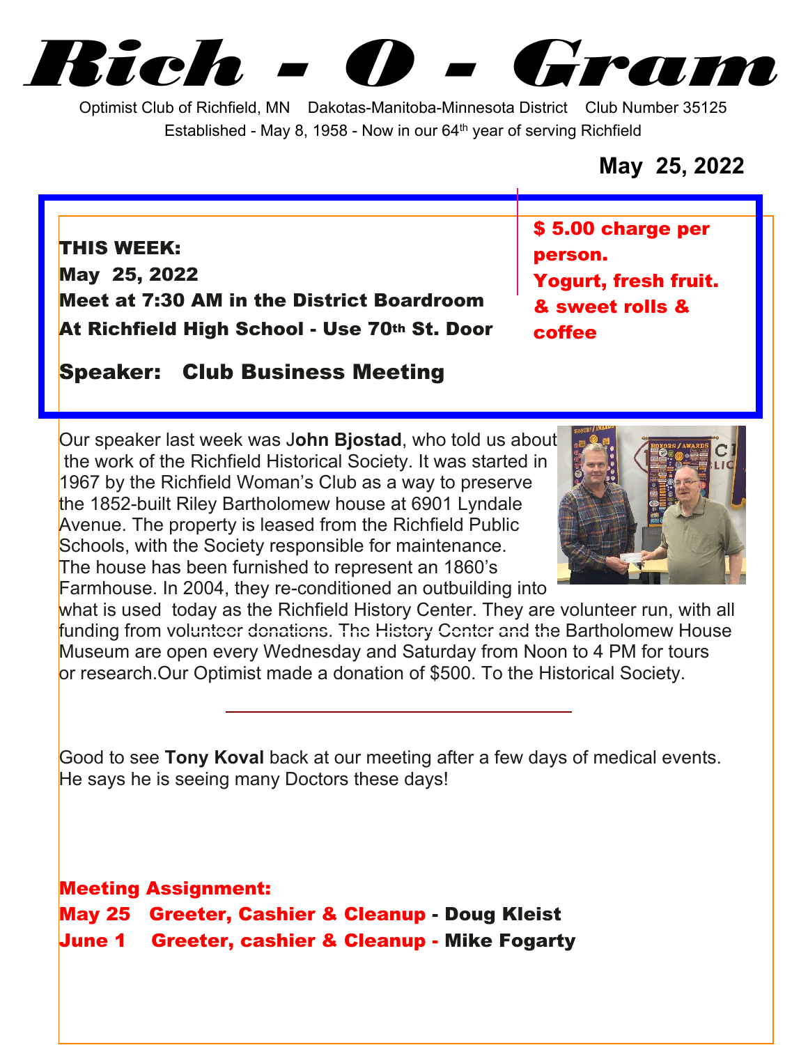# Rich - O - Gram

Optimist Club of Richfield, MN Dakotas-Manitoba-Minnesota District Club Number 35125

Established - May 8, 1958 - Now in our 64th year of serving Richfield

**May 25, 2022**

**THIS WEEK:**
**May 25, 2022**
**Meet at 7:30 AM in the District Boardroom**
**At Richfield High School - Use 70th St. Door**

**$ 5.00 charge per person.**
**Yogurt, fresh fruit. & sweet rolls & coffee**

**Speaker: Club Business Meeting**

Our speaker last week was J**ohn Bjostad**, who told us about the work of the Richfield Historical Society. It was started in 1967 by the Richfield Woman's Club as a way to preserve the 1852-built Riley Bartholomew house at 6901 Lyndale Avenue. The property is leased from the Richfield Public Schools, with the Society responsible for maintenance. The house has been furnished to represent an 1860's Farmhouse. In 2004, they re-conditioned an outbuilding into what is used today as the Richfield History Center. They are volunteer run, with all funding from volunteer donations. The History Center and the Bartholomew House Museum are open every Wednesday and Saturday from Noon to 4 PM for tours or research.Our Optimist made a donation of $500. To the Historical Society.

---

Good to see **Tony Koval** back at our meeting after a few days of medical events. He says he is seeing many Doctors these days!

**Meeting Assignment:**
**May 25 Greeter, Cashier & Cleanup - Doug Kleist**
**June 1 Greeter, cashier & Cleanup - Mike Fogarty**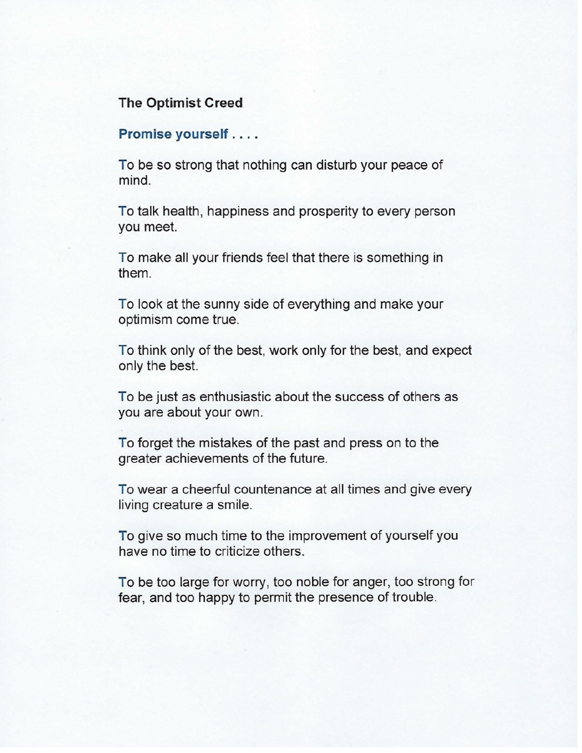## The Optimist Creed

**Promise yourself . . . .**

To be so strong that nothing can disturb your peace of mind.

To talk health, happiness and prosperity to every person you meet.

To make all your friends feel that there is something in them.

To look at the sunny side of everything and make your optimism come true.

To think only of the best, work only for the best, and expect only the best.

To be just as enthusiastic about the success of others as you are about your own.

To forget the mistakes of the past and press on to the greater achievements of the future.

To wear a cheerful countenance at all times and give every living creature a smile.

To give so much time to the improvement of yourself you have no time to criticize others.

To be too large for worry, too noble for anger, too strong for fear, and too happy to permit the presence of trouble.